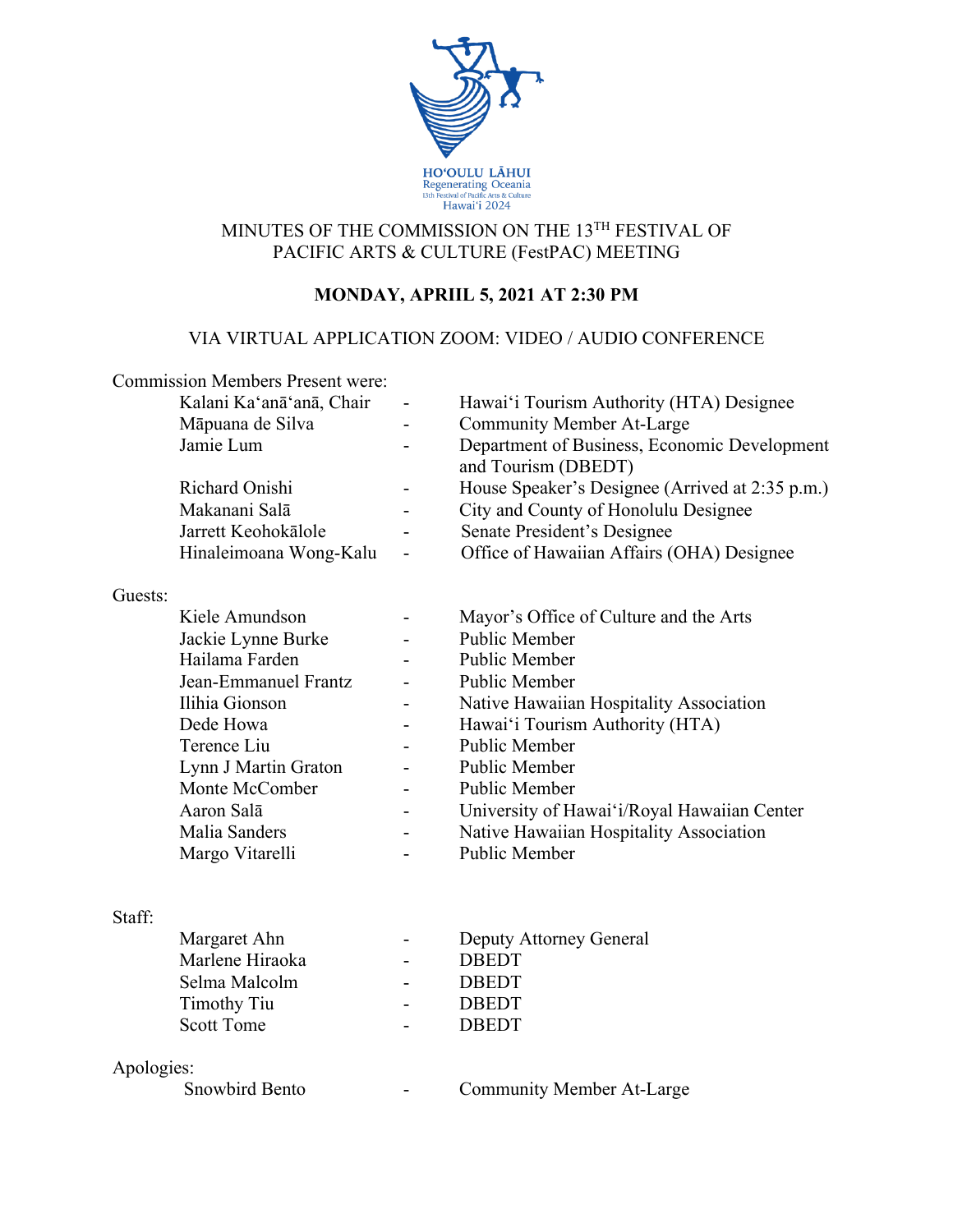HOʻOULU LĀHUI
Regenerating Oceania
13th Festival of Pacific Arts & Culture
Hawaiʻi 2024

# MINUTES OF THE COMMISSION ON THE 13TH FESTIVAL OF PACIFIC ARTS & CULTURE (FestPAC) MEETING

**MONDAY, APRIIL 5, 2021 AT 2:30 PM**

VIA VIRTUAL APPLICATION ZOOM: VIDEO / AUDIO CONFERENCE

Commission Members Present were:

| | | |
|---|---|---|
| Kalani Kaʻanāʻanā, Chair | - | Hawaiʻi Tourism Authority (HTA) Designee |
| Māpuana de Silva | - | Community Member At-Large |
| Jamie Lum | - | Department of Business, Economic Development and Tourism (DBEDT) |
| Richard Onishi | - | House Speaker's Designee (Arrived at 2:35 p.m.) |
| Makanani Salā | - | City and County of Honolulu Designee |
| Jarrett Keohokālole | - | Senate President's Designee |
| Hinaleimoana Wong-Kalu | - | Office of Hawaiian Affairs (OHA) Designee |

Guests:

| | | |
|---|---|---|
| Kiele Amundson | - | Mayor's Office of Culture and the Arts |
| Jackie Lynne Burke | - | Public Member |
| Hailama Farden | - | Public Member |
| Jean-Emmanuel Frantz | - | Public Member |
| Ilihia Gionson | - | Native Hawaiian Hospitality Association |
| Dede Howa | - | Hawaiʻi Tourism Authority (HTA) |
| Terence Liu | - | Public Member |
| Lynn J Martin Graton | - | Public Member |
| Monte McComber | - | Public Member |
| Aaron Salā | - | University of Hawaiʻi/Royal Hawaiian Center |
| Malia Sanders | - | Native Hawaiian Hospitality Association |
| Margo Vitarelli | - | Public Member |

Staff:

| | | |
|---|---|---|
| Margaret Ahn | - | Deputy Attorney General |
| Marlene Hiraoka | - | DBEDT |
| Selma Malcolm | - | DBEDT |
| Timothy Tiu | - | DBEDT |
| Scott Tome | - | DBEDT |

Apologies:

| | | |
|---|---|---|
| Snowbird Bento | - | Community Member At-Large |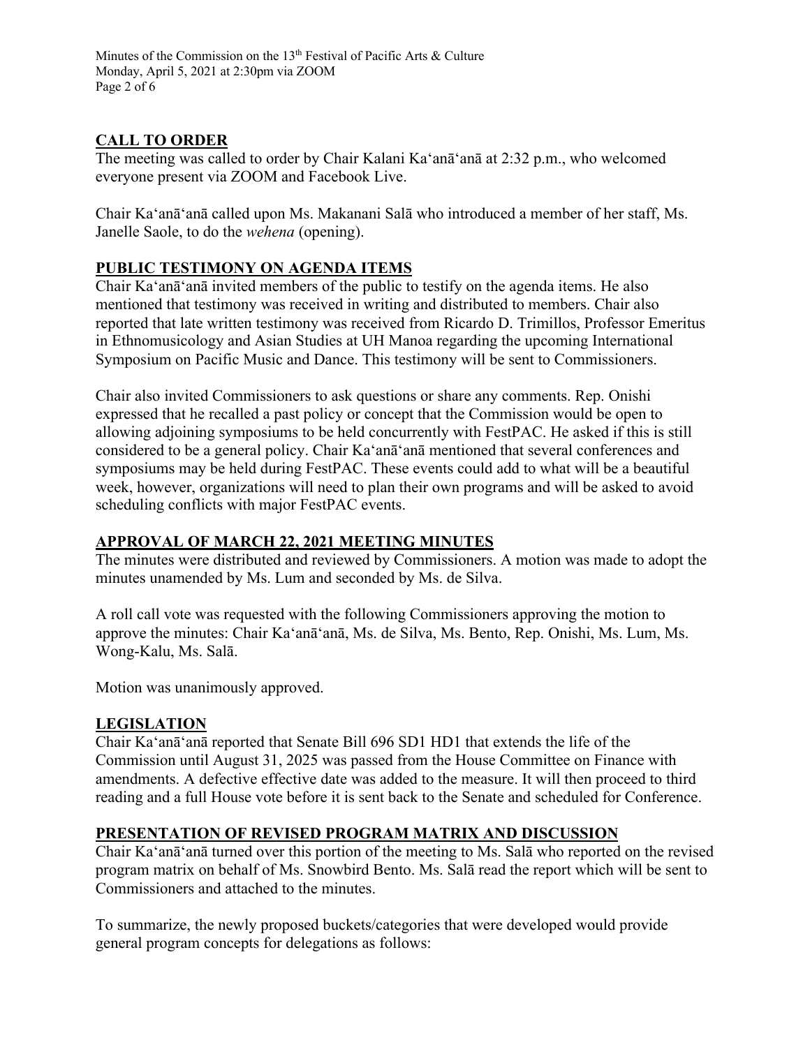## CALL TO ORDER

The meeting was called to order by Chair Kalani Kaʻanāʻanā at 2:32 p.m., who welcomed everyone present via ZOOM and Facebook Live.

Chair Kaʻanāʻanā called upon Ms. Makanani Salā who introduced a member of her staff, Ms. Janelle Saole, to do the *wehena* (opening).

## PUBLIC TESTIMONY ON AGENDA ITEMS

Chair Kaʻanāʻanā invited members of the public to testify on the agenda items. He also mentioned that testimony was received in writing and distributed to members. Chair also reported that late written testimony was received from Ricardo D. Trimillos, Professor Emeritus in Ethnomusicology and Asian Studies at UH Manoa regarding the upcoming International Symposium on Pacific Music and Dance. This testimony will be sent to Commissioners.

Chair also invited Commissioners to ask questions or share any comments. Rep. Onishi expressed that he recalled a past policy or concept that the Commission would be open to allowing adjoining symposiums to be held concurrently with FestPAC. He asked if this is still considered to be a general policy. Chair Kaʻanāʻanā mentioned that several conferences and symposiums may be held during FestPAC. These events could add to what will be a beautiful week, however, organizations will need to plan their own programs and will be asked to avoid scheduling conflicts with major FestPAC events.

## APPROVAL OF MARCH 22, 2021 MEETING MINUTES

The minutes were distributed and reviewed by Commissioners. A motion was made to adopt the minutes unamended by Ms. Lum and seconded by Ms. de Silva.

A roll call vote was requested with the following Commissioners approving the motion to approve the minutes: Chair Kaʻanāʻanā, Ms. de Silva, Ms. Bento, Rep. Onishi, Ms. Lum, Ms. Wong-Kalu, Ms. Salā.

Motion was unanimously approved.

## LEGISLATION

Chair Kaʻanāʻanā reported that Senate Bill 696 SD1 HD1 that extends the life of the Commission until August 31, 2025 was passed from the House Committee on Finance with amendments. A defective effective date was added to the measure. It will then proceed to third reading and a full House vote before it is sent back to the Senate and scheduled for Conference.

## PRESENTATION OF REVISED PROGRAM MATRIX AND DISCUSSION

Chair Kaʻanāʻanā turned over this portion of the meeting to Ms. Salā who reported on the revised program matrix on behalf of Ms. Snowbird Bento. Ms. Salā read the report which will be sent to Commissioners and attached to the minutes.

To summarize, the newly proposed buckets/categories that were developed would provide general program concepts for delegations as follows: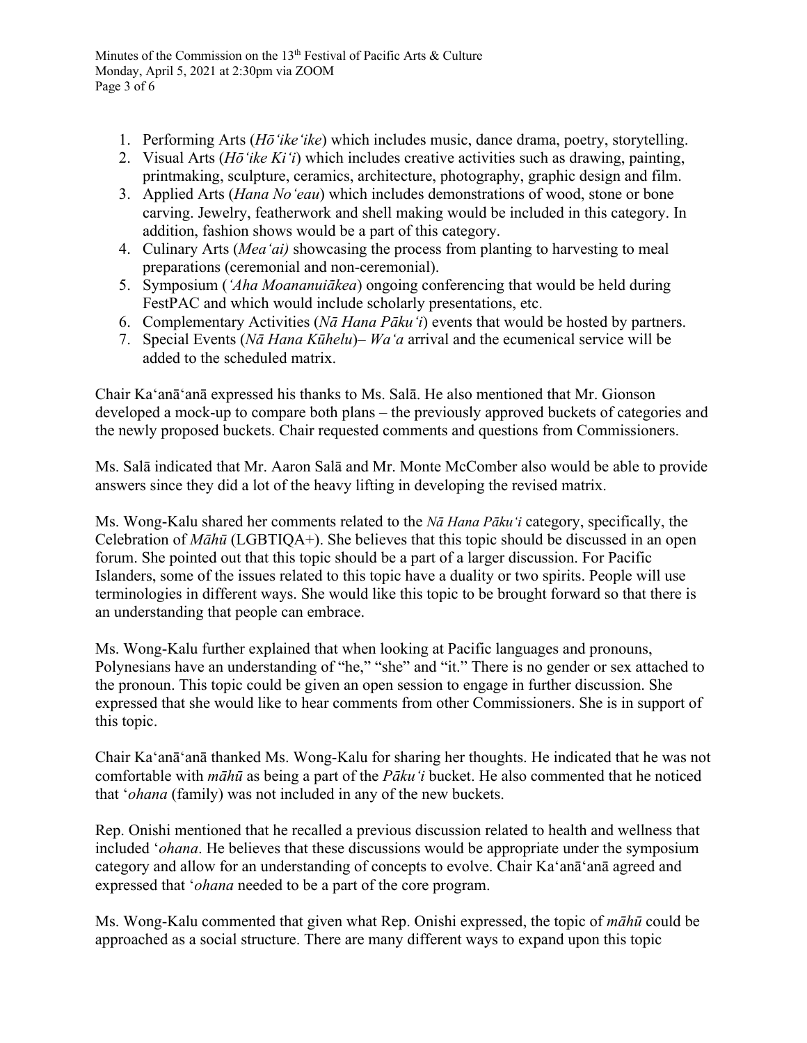1. Performing Arts (*Hōʻikeʻike*) which includes music, dance drama, poetry, storytelling.
2. Visual Arts (*Hōʻike Kiʻi*) which includes creative activities such as drawing, painting, printmaking, sculpture, ceramics, architecture, photography, graphic design and film.
3. Applied Arts (*Hana Noʻeau*) which includes demonstrations of wood, stone or bone carving. Jewelry, featherwork and shell making would be included in this category. In addition, fashion shows would be a part of this category.
4. Culinary Arts (*Meaʻai)* showcasing the process from planting to harvesting to meal preparations (ceremonial and non-ceremonial).
5. Symposium (*ʻAha Moananuiākea*) ongoing conferencing that would be held during FestPAC and which would include scholarly presentations, etc.
6. Complementary Activities (*Nā Hana Pākuʻi*) events that would be hosted by partners.
7. Special Events (*Nā Hana Kūhelu*)– *Waʻa* arrival and the ecumenical service will be added to the scheduled matrix.

Chair Kaʻanāʻanā expressed his thanks to Ms. Salā. He also mentioned that Mr. Gionson developed a mock-up to compare both plans – the previously approved buckets of categories and the newly proposed buckets. Chair requested comments and questions from Commissioners.

Ms. Salā indicated that Mr. Aaron Salā and Mr. Monte McComber also would be able to provide answers since they did a lot of the heavy lifting in developing the revised matrix.

Ms. Wong-Kalu shared her comments related to the *Nā Hana Pākuʻi* category, specifically, the Celebration of *Māhū* (LGBTIQA+). She believes that this topic should be discussed in an open forum. She pointed out that this topic should be a part of a larger discussion. For Pacific Islanders, some of the issues related to this topic have a duality or two spirits. People will use terminologies in different ways. She would like this topic to be brought forward so that there is an understanding that people can embrace.

Ms. Wong-Kalu further explained that when looking at Pacific languages and pronouns, Polynesians have an understanding of "he," "she" and "it." There is no gender or sex attached to the pronoun. This topic could be given an open session to engage in further discussion. She expressed that she would like to hear comments from other Commissioners. She is in support of this topic.

Chair Kaʻanāʻanā thanked Ms. Wong-Kalu for sharing her thoughts. He indicated that he was not comfortable with *māhū* as being a part of the *Pākuʻi* bucket. He also commented that he noticed that ʻ*ohana* (family) was not included in any of the new buckets.

Rep. Onishi mentioned that he recalled a previous discussion related to health and wellness that included ʻ*ohana*. He believes that these discussions would be appropriate under the symposium category and allow for an understanding of concepts to evolve. Chair Kaʻanāʻanā agreed and expressed that ʻ*ohana* needed to be a part of the core program.

Ms. Wong-Kalu commented that given what Rep. Onishi expressed, the topic of *māhū* could be approached as a social structure. There are many different ways to expand upon this topic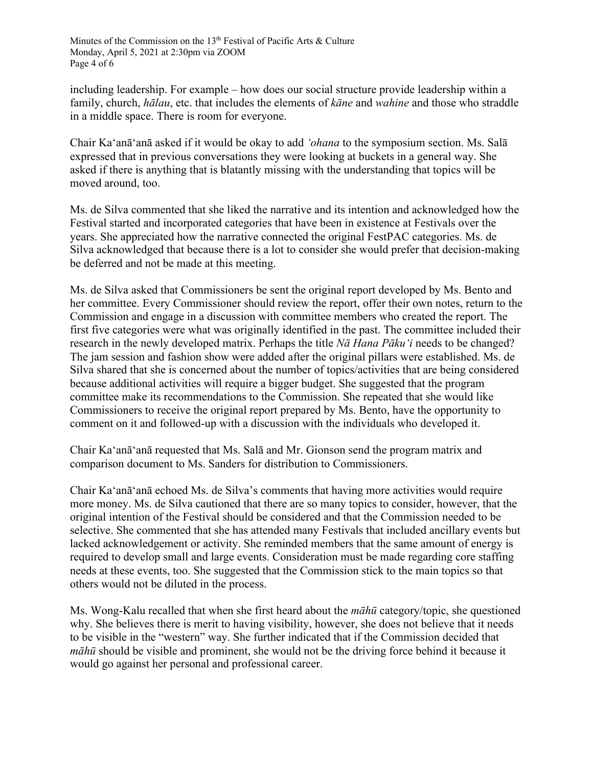including leadership. For example – how does our social structure provide leadership within a family, church, *hālau*, etc. that includes the elements of *kāne* and *wahine* and those who straddle in a middle space. There is room for everyone.

Chair Kaʻanāʻanā asked if it would be okay to add *ʻohana* to the symposium section. Ms. Salā expressed that in previous conversations they were looking at buckets in a general way. She asked if there is anything that is blatantly missing with the understanding that topics will be moved around, too.

Ms. de Silva commented that she liked the narrative and its intention and acknowledged how the Festival started and incorporated categories that have been in existence at Festivals over the years. She appreciated how the narrative connected the original FestPAC categories. Ms. de Silva acknowledged that because there is a lot to consider she would prefer that decision-making be deferred and not be made at this meeting.

Ms. de Silva asked that Commissioners be sent the original report developed by Ms. Bento and her committee. Every Commissioner should review the report, offer their own notes, return to the Commission and engage in a discussion with committee members who created the report. The first five categories were what was originally identified in the past. The committee included their research in the newly developed matrix. Perhaps the title *Nā Hana Pākuʻi* needs to be changed? The jam session and fashion show were added after the original pillars were established. Ms. de Silva shared that she is concerned about the number of topics/activities that are being considered because additional activities will require a bigger budget. She suggested that the program committee make its recommendations to the Commission. She repeated that she would like Commissioners to receive the original report prepared by Ms. Bento, have the opportunity to comment on it and followed-up with a discussion with the individuals who developed it.

Chair Kaʻanāʻanā requested that Ms. Salā and Mr. Gionson send the program matrix and comparison document to Ms. Sanders for distribution to Commissioners.

Chair Kaʻanāʻanā echoed Ms. de Silva's comments that having more activities would require more money. Ms. de Silva cautioned that there are so many topics to consider, however, that the original intention of the Festival should be considered and that the Commission needed to be selective. She commented that she has attended many Festivals that included ancillary events but lacked acknowledgement or activity. She reminded members that the same amount of energy is required to develop small and large events. Consideration must be made regarding core staffing needs at these events, too. She suggested that the Commission stick to the main topics so that others would not be diluted in the process.

Ms. Wong-Kalu recalled that when she first heard about the *māhū* category/topic, she questioned why. She believes there is merit to having visibility, however, she does not believe that it needs to be visible in the "western" way. She further indicated that if the Commission decided that *māhū* should be visible and prominent, she would not be the driving force behind it because it would go against her personal and professional career.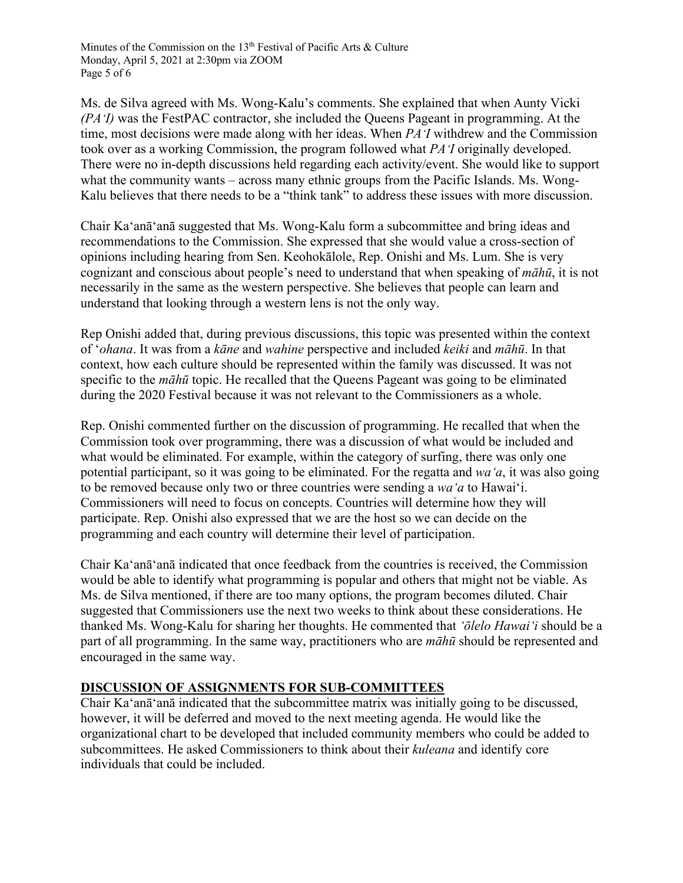Ms. de Silva agreed with Ms. Wong-Kalu's comments. She explained that when Aunty Vicki *(PAʻI)* was the FestPAC contractor, she included the Queens Pageant in programming. At the time, most decisions were made along with her ideas. When *PAʻI* withdrew and the Commission took over as a working Commission, the program followed what *PAʻI* originally developed. There were no in-depth discussions held regarding each activity/event. She would like to support what the community wants – across many ethnic groups from the Pacific Islands. Ms. Wong-Kalu believes that there needs to be a "think tank" to address these issues with more discussion.

Chair Kaʻanāʻanā suggested that Ms. Wong-Kalu form a subcommittee and bring ideas and recommendations to the Commission. She expressed that she would value a cross-section of opinions including hearing from Sen. Keohokālole, Rep. Onishi and Ms. Lum. She is very cognizant and conscious about people's need to understand that when speaking of *māhū*, it is not necessarily in the same as the western perspective. She believes that people can learn and understand that looking through a western lens is not the only way.

Rep Onishi added that, during previous discussions, this topic was presented within the context of ʻ*ohana*. It was from a *kāne* and *wahine* perspective and included *keiki* and *māhū*. In that context, how each culture should be represented within the family was discussed. It was not specific to the *māhū* topic. He recalled that the Queens Pageant was going to be eliminated during the 2020 Festival because it was not relevant to the Commissioners as a whole.

Rep. Onishi commented further on the discussion of programming. He recalled that when the Commission took over programming, there was a discussion of what would be included and what would be eliminated. For example, within the category of surfing, there was only one potential participant, so it was going to be eliminated. For the regatta and *waʻa*, it was also going to be removed because only two or three countries were sending a *waʻa* to Hawaiʻi. Commissioners will need to focus on concepts. Countries will determine how they will participate. Rep. Onishi also expressed that we are the host so we can decide on the programming and each country will determine their level of participation.

Chair Kaʻanāʻanā indicated that once feedback from the countries is received, the Commission would be able to identify what programming is popular and others that might not be viable. As Ms. de Silva mentioned, if there are too many options, the program becomes diluted. Chair suggested that Commissioners use the next two weeks to think about these considerations. He thanked Ms. Wong-Kalu for sharing her thoughts. He commented that *ʻōlelo Hawaiʻi* should be a part of all programming. In the same way, practitioners who are *māhū* should be represented and encouraged in the same way.

## DISCUSSION OF ASSIGNMENTS FOR SUB-COMMITTEES

Chair Kaʻanāʻanā indicated that the subcommittee matrix was initially going to be discussed, however, it will be deferred and moved to the next meeting agenda. He would like the organizational chart to be developed that included community members who could be added to subcommittees. He asked Commissioners to think about their *kuleana* and identify core individuals that could be included.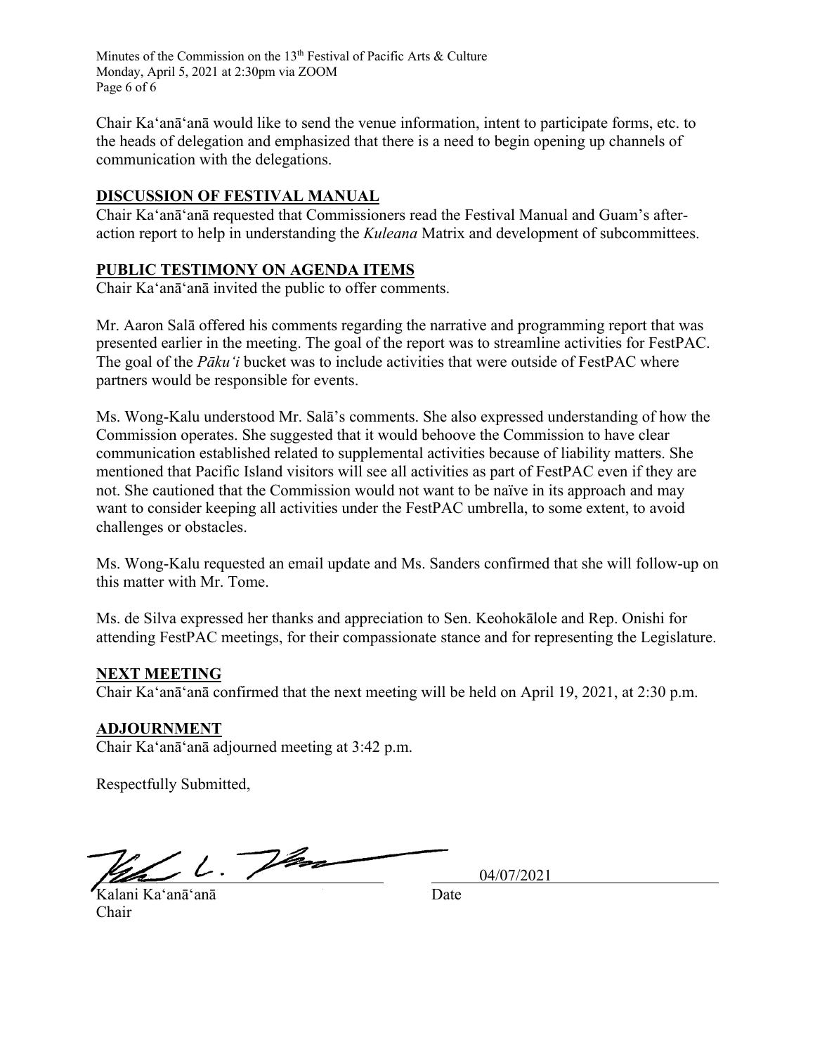Chair Kaʻanāʻanā would like to send the venue information, intent to participate forms, etc. to the heads of delegation and emphasized that there is a need to begin opening up channels of communication with the delegations.

## DISCUSSION OF FESTIVAL MANUAL

Chair Kaʻanāʻanā requested that Commissioners read the Festival Manual and Guam's after-action report to help in understanding the *Kuleana* Matrix and development of subcommittees.

## PUBLIC TESTIMONY ON AGENDA ITEMS

Chair Kaʻanāʻanā invited the public to offer comments.

Mr. Aaron Salā offered his comments regarding the narrative and programming report that was presented earlier in the meeting. The goal of the report was to streamline activities for FestPAC. The goal of the *Pākuʻi* bucket was to include activities that were outside of FestPAC where partners would be responsible for events.

Ms. Wong-Kalu understood Mr. Salā's comments. She also expressed understanding of how the Commission operates. She suggested that it would behoove the Commission to have clear communication established related to supplemental activities because of liability matters. She mentioned that Pacific Island visitors will see all activities as part of FestPAC even if they are not. She cautioned that the Commission would not want to be naïve in its approach and may want to consider keeping all activities under the FestPAC umbrella, to some extent, to avoid challenges or obstacles.

Ms. Wong-Kalu requested an email update and Ms. Sanders confirmed that she will follow-up on this matter with Mr. Tome.

Ms. de Silva expressed her thanks and appreciation to Sen. Keohokālole and Rep. Onishi for attending FestPAC meetings, for their compassionate stance and for representing the Legislature.

## NEXT MEETING

Chair Kaʻanāʻanā confirmed that the next meeting will be held on April 19, 2021, at 2:30 p.m.

## ADJOURNMENT

Chair Kaʻanāʻanā adjourned meeting at 3:42 p.m.

Respectfully Submitted,

Kalani Kaʻanāʻanā
Chair

Date: 04/07/2021